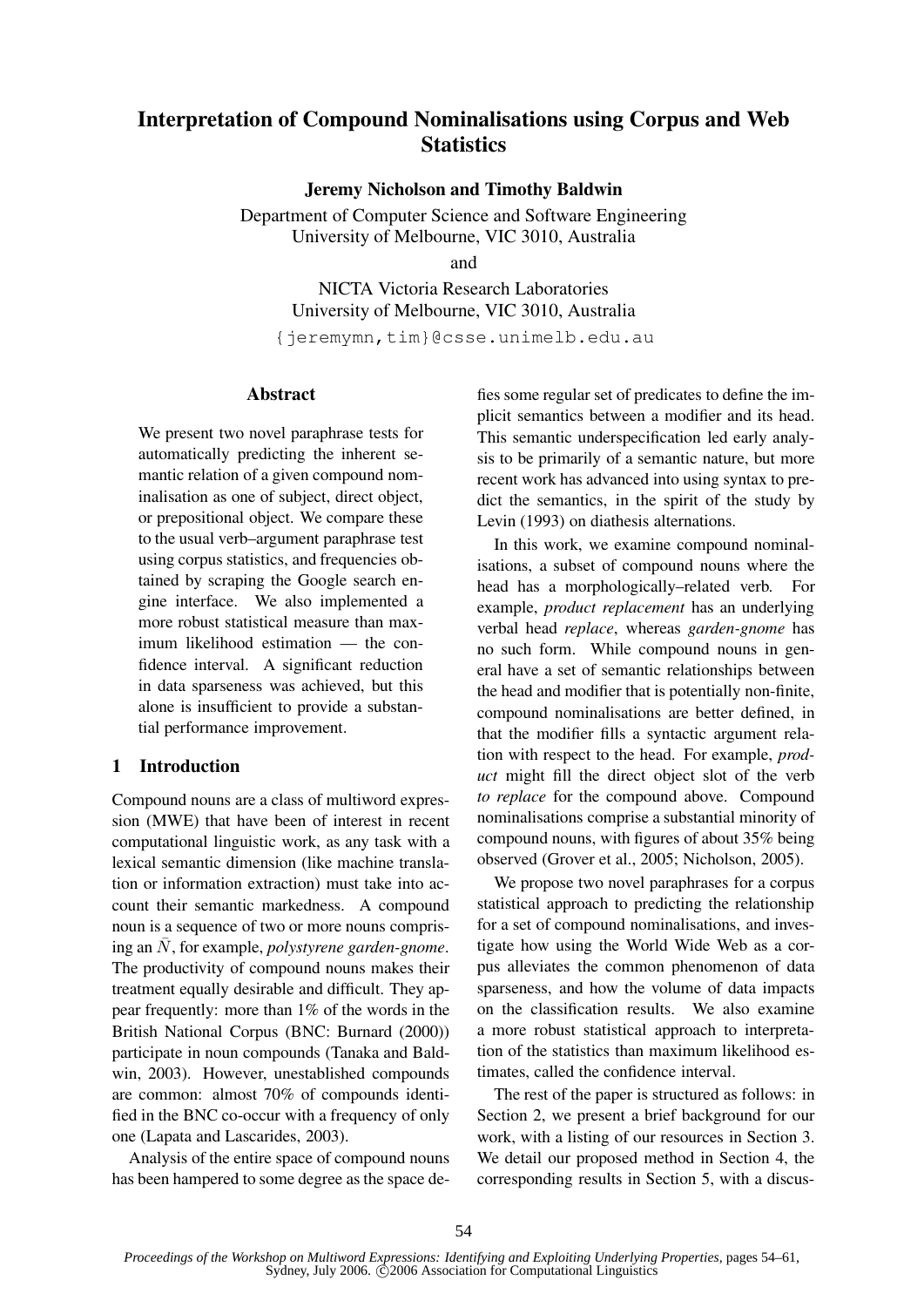# Interpretation of Compound Nominalisations using Corpus and Web Statistics

**Jeremy Nicholson and Timothy Baldwin**

Department of Computer Science and Software Engineering
University of Melbourne, VIC 3010, Australia

and

NICTA Victoria Research Laboratories
University of Melbourne, VIC 3010, Australia

{jeremymn,tim}@csse.unimelb.edu.au

## Abstract

We present two novel paraphrase tests for automatically predicting the inherent semantic relation of a given compound nominalisation as one of subject, direct object, or prepositional object. We compare these to the usual verb–argument paraphrase test using corpus statistics, and frequencies obtained by scraping the Google search engine interface. We also implemented a more robust statistical measure than maximum likelihood estimation — the confidence interval. A significant reduction in data sparseness was achieved, but this alone is insufficient to provide a substantial performance improvement.

## 1 Introduction

Compound nouns are a class of multiword expression (MWE) that have been of interest in recent computational linguistic work, as any task with a lexical semantic dimension (like machine translation or information extraction) must take into account their semantic markedness. A compound noun is a sequence of two or more nouns comprising an $\bar{N}$, for example, *polystyrene garden-gnome*. The productivity of compound nouns makes their treatment equally desirable and difficult. They appear frequently: more than 1% of the words in the British National Corpus (BNC: Burnard (2000)) participate in noun compounds (Tanaka and Baldwin, 2003). However, unestablished compounds are common: almost 70% of compounds identified in the BNC co-occur with a frequency of only one (Lapata and Lascarides, 2003).

Analysis of the entire space of compound nouns has been hampered to some degree as the space defies some regular set of predicates to define the implicit semantics between a modifier and its head. This semantic underspecification led early analysis to be primarily of a semantic nature, but more recent work has advanced into using syntax to predict the semantics, in the spirit of the study by Levin (1993) on diathesis alternations.

In this work, we examine compound nominalisations, a subset of compound nouns where the head has a morphologically–related verb. For example, *product replacement* has an underlying verbal head *replace*, whereas *garden-gnome* has no such form. While compound nouns in general have a set of semantic relationships between the head and modifier that is potentially non-finite, compound nominalisations are better defined, in that the modifier fills a syntactic argument relation with respect to the head. For example, *product* might fill the direct object slot of the verb *to replace* for the compound above. Compound nominalisations comprise a substantial minority of compound nouns, with figures of about 35% being observed (Grover et al., 2005; Nicholson, 2005).

We propose two novel paraphrases for a corpus statistical approach to predicting the relationship for a set of compound nominalisations, and investigate how using the World Wide Web as a corpus alleviates the common phenomenon of data sparseness, and how the volume of data impacts on the classification results. We also examine a more robust statistical approach to interpretation of the statistics than maximum likelihood estimates, called the confidence interval.

The rest of the paper is structured as follows: in Section 2, we present a brief background for our work, with a listing of our resources in Section 3. We detail our proposed method in Section 4, the corresponding results in Section 5, with a discus-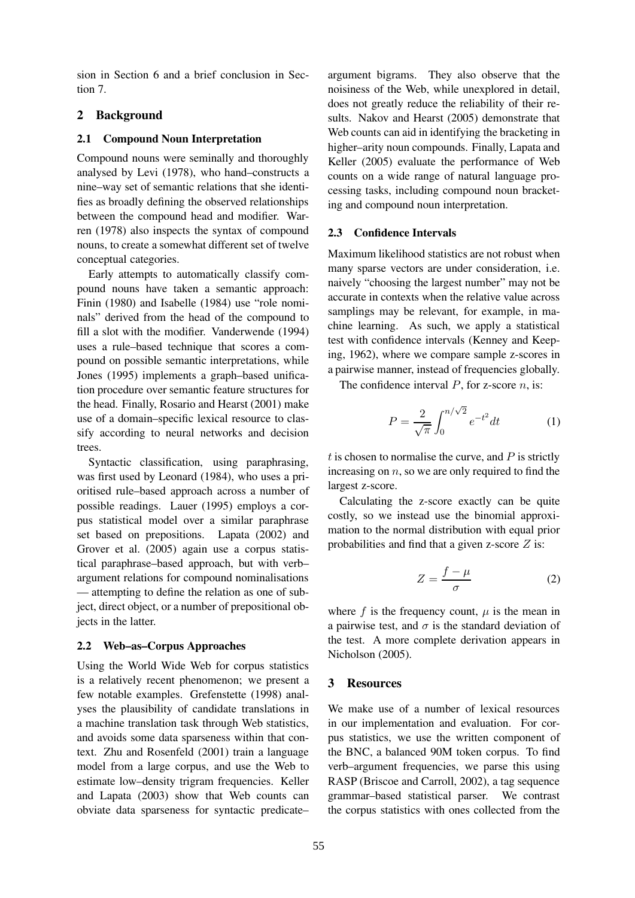sion in Section 6 and a brief conclusion in Section 7.

## 2 Background

### 2.1 Compound Noun Interpretation

Compound nouns were seminally and thoroughly analysed by Levi (1978), who hand–constructs a nine–way set of semantic relations that she identifies as broadly defining the observed relationships between the compound head and modifier. Warren (1978) also inspects the syntax of compound nouns, to create a somewhat different set of twelve conceptual categories.

Early attempts to automatically classify compound nouns have taken a semantic approach: Finin (1980) and Isabelle (1984) use "role nominals" derived from the head of the compound to fill a slot with the modifier. Vanderwende (1994) uses a rule–based technique that scores a compound on possible semantic interpretations, while Jones (1995) implements a graph–based unification procedure over semantic feature structures for the head. Finally, Rosario and Hearst (2001) make use of a domain–specific lexical resource to classify according to neural networks and decision trees.

Syntactic classification, using paraphrasing, was first used by Leonard (1984), who uses a prioritised rule–based approach across a number of possible readings. Lauer (1995) employs a corpus statistical model over a similar paraphrase set based on prepositions. Lapata (2002) and Grover et al. (2005) again use a corpus statistical paraphrase–based approach, but with verb–argument relations for compound nominalisations — attempting to define the relation as one of subject, direct object, or a number of prepositional objects in the latter.

### 2.2 Web–as–Corpus Approaches

Using the World Wide Web for corpus statistics is a relatively recent phenomenon; we present a few notable examples. Grefenstette (1998) analyses the plausibility of candidate translations in a machine translation task through Web statistics, and avoids some data sparseness within that context. Zhu and Rosenfeld (2001) train a language model from a large corpus, and use the Web to estimate low–density trigram frequencies. Keller and Lapata (2003) show that Web counts can obviate data sparseness for syntactic predicate–argument bigrams. They also observe that the noisiness of the Web, while unexplored in detail, does not greatly reduce the reliability of their results. Nakov and Hearst (2005) demonstrate that Web counts can aid in identifying the bracketing in higher–arity noun compounds. Finally, Lapata and Keller (2005) evaluate the performance of Web counts on a wide range of natural language processing tasks, including compound noun bracketing and compound noun interpretation.

### 2.3 Confidence Intervals

Maximum likelihood statistics are not robust when many sparse vectors are under consideration, i.e. naively "choosing the largest number" may not be accurate in contexts when the relative value across samplings may be relevant, for example, in machine learning. As such, we apply a statistical test with confidence intervals (Kenney and Keeping, 1962), where we compare sample z-scores in a pairwise manner, instead of frequencies globally.

The confidence interval $P$, for z-score $n$, is:

$$P = \frac{2}{\sqrt{\pi}} \int_0^{n/\sqrt{2}} e^{-t^2} dt \qquad (1)$$

$t$ is chosen to normalise the curve, and $P$ is strictly increasing on $n$, so we are only required to find the largest z-score.

Calculating the z-score exactly can be quite costly, so we instead use the binomial approximation to the normal distribution with equal prior probabilities and find that a given z-score $Z$ is:

$$Z = \frac{f - \mu}{\sigma} \qquad (2)$$

where $f$ is the frequency count, $\mu$ is the mean in a pairwise test, and $\sigma$ is the standard deviation of the test. A more complete derivation appears in Nicholson (2005).

## 3 Resources

We make use of a number of lexical resources in our implementation and evaluation. For corpus statistics, we use the written component of the BNC, a balanced 90M token corpus. To find verb–argument frequencies, we parse this using RASP (Briscoe and Carroll, 2002), a tag sequence grammar–based statistical parser. We contrast the corpus statistics with ones collected from the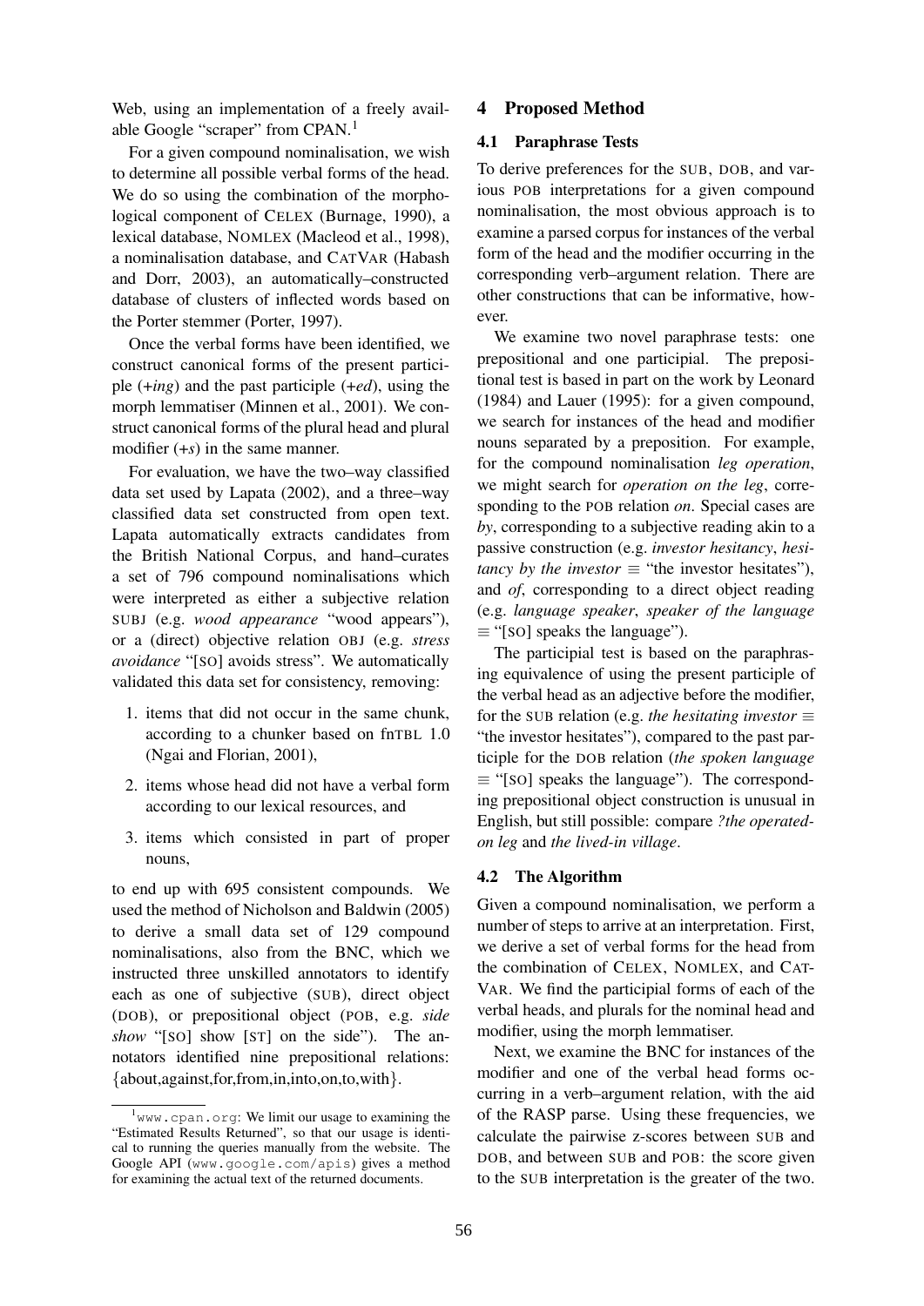Web, using an implementation of a freely available Google "scraper" from CPAN.[1]

For a given compound nominalisation, we wish to determine all possible verbal forms of the head. We do so using the combination of the morphological component of CELEX (Burnage, 1990), a lexical database, NOMLEX (Macleod et al., 1998), a nominalisation database, and CATVAR (Habash and Dorr, 2003), an automatically–constructed database of clusters of inflected words based on the Porter stemmer (Porter, 1997).

Once the verbal forms have been identified, we construct canonical forms of the present participle (+*ing*) and the past participle (+*ed*), using the morph lemmatiser (Minnen et al., 2001). We construct canonical forms of the plural head and plural modifier (+*s*) in the same manner.

For evaluation, we have the two–way classified data set used by Lapata (2002), and a three–way classified data set constructed from open text. Lapata automatically extracts candidates from the British National Corpus, and hand–curates a set of 796 compound nominalisations which were interpreted as either a subjective relation SUBJ (e.g. *wood appearance* "wood appears"), or a (direct) objective relation OBJ (e.g. *stress avoidance* "[SO] avoids stress". We automatically validated this data set for consistency, removing:

1. items that did not occur in the same chunk, according to a chunker based on fnTBL 1.0 (Ngai and Florian, 2001),
2. items whose head did not have a verbal form according to our lexical resources, and
3. items which consisted in part of proper nouns,

to end up with 695 consistent compounds. We used the method of Nicholson and Baldwin (2005) to derive a small data set of 129 compound nominalisations, also from the BNC, which we instructed three unskilled annotators to identify each as one of subjective (SUB), direct object (DOB), or prepositional object (POB, e.g. *side show* "[SO] show [ST] on the side"). The annotators identified nine prepositional relations: {about,against,for,from,in,into,on,to,with}.

[1] www.cpan.org: We limit our usage to examining the "Estimated Results Returned", so that our usage is identical to running the queries manually from the website. The Google API (www.google.com/apis) gives a method for examining the actual text of the returned documents.

## 4 Proposed Method

### 4.1 Paraphrase Tests

To derive preferences for the SUB, DOB, and various POB interpretations for a given compound nominalisation, the most obvious approach is to examine a parsed corpus for instances of the verbal form of the head and the modifier occurring in the corresponding verb–argument relation. There are other constructions that can be informative, however.

We examine two novel paraphrase tests: one prepositional and one participial. The prepositional test is based in part on the work by Leonard (1984) and Lauer (1995): for a given compound, we search for instances of the head and modifier nouns separated by a preposition. For example, for the compound nominalisation *leg operation*, we might search for *operation on the leg*, corresponding to the POB relation *on*. Special cases are *by*, corresponding to a subjective reading akin to a passive construction (e.g. *investor hesitancy*, *hesitancy by the investor* ≡ "the investor hesitates"), and *of*, corresponding to a direct object reading (e.g. *language speaker*, *speaker of the language* ≡ "[SO] speaks the language").

The participial test is based on the paraphrasing equivalence of using the present participle of the verbal head as an adjective before the modifier, for the SUB relation (e.g. *the hesitating investor* ≡ "the investor hesitates"), compared to the past participle for the DOB relation (*the spoken language* ≡ "[SO] speaks the language"). The corresponding prepositional object construction is unusual in English, but still possible: compare *?the operated-on leg* and *the lived-in village*.

### 4.2 The Algorithm

Given a compound nominalisation, we perform a number of steps to arrive at an interpretation. First, we derive a set of verbal forms for the head from the combination of CELEX, NOMLEX, and CATVAR. We find the participial forms of each of the verbal heads, and plurals for the nominal head and modifier, using the morph lemmatiser.

Next, we examine the BNC for instances of the modifier and one of the verbal head forms occurring in a verb–argument relation, with the aid of the RASP parse. Using these frequencies, we calculate the pairwise z-scores between SUB and DOB, and between SUB and POB: the score given to the SUB interpretation is the greater of the two.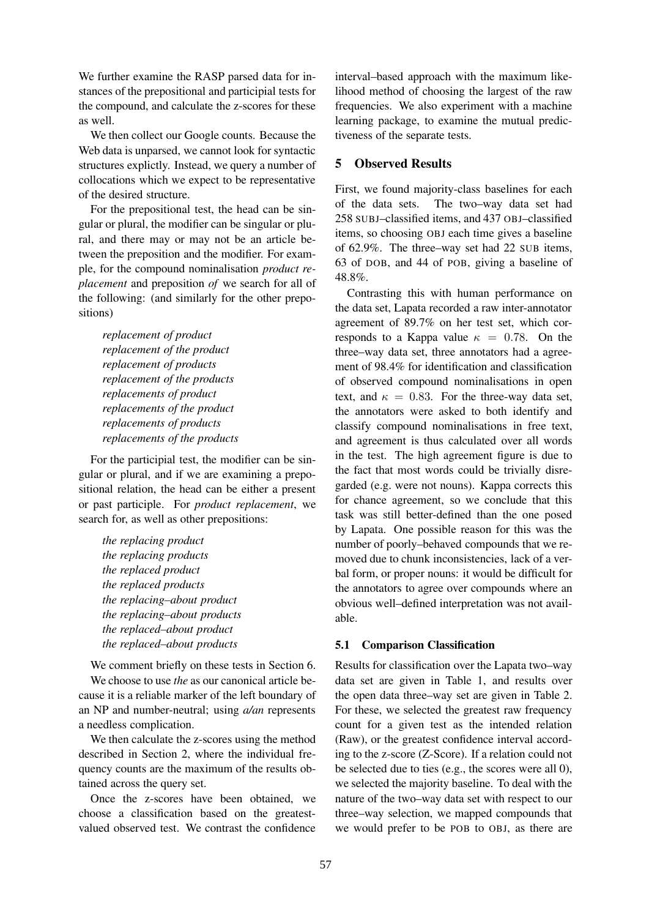We further examine the RASP parsed data for instances of the prepositional and participial tests for the compound, and calculate the z-scores for these as well.

We then collect our Google counts. Because the Web data is unparsed, we cannot look for syntactic structures explictly. Instead, we query a number of collocations which we expect to be representative of the desired structure.

For the prepositional test, the head can be singular or plural, the modifier can be singular or plural, and there may or may not be an article between the preposition and the modifier. For example, for the compound nominalisation *product replacement* and preposition *of* we search for all of the following: (and similarly for the other prepositions)

> *replacement of product*
> *replacement of the product*
> *replacement of products*
> *replacement of the products*
> *replacements of product*
> *replacements of the product*
> *replacements of products*
> *replacements of the products*

For the participial test, the modifier can be singular or plural, and if we are examining a prepositional relation, the head can be either a present or past participle. For *product replacement*, we search for, as well as other prepositions:

> *the replacing product*
> *the replacing products*
> *the replaced product*
> *the replaced products*
> *the replacing–about product*
> *the replacing–about products*
> *the replaced–about product*
> *the replaced–about products*

We comment briefly on these tests in Section 6.

We choose to use *the* as our canonical article because it is a reliable marker of the left boundary of an NP and number-neutral; using *a/an* represents a needless complication.

We then calculate the z-scores using the method described in Section 2, where the individual frequency counts are the maximum of the results obtained across the query set.

Once the z-scores have been obtained, we choose a classification based on the greatest-valued observed test. We contrast the confidence interval–based approach with the maximum likelihood method of choosing the largest of the raw frequencies. We also experiment with a machine learning package, to examine the mutual predictiveness of the separate tests.

## 5 Observed Results

First, we found majority-class baselines for each of the data sets. The two–way data set had 258 SUBJ–classified items, and 437 OBJ–classified items, so choosing OBJ each time gives a baseline of 62.9%. The three–way set had 22 SUB items, 63 of DOB, and 44 of POB, giving a baseline of 48.8%.

Contrasting this with human performance on the data set, Lapata recorded a raw inter-annotator agreement of 89.7% on her test set, which corresponds to a Kappa value $\kappa = 0.78$. On the three–way data set, three annotators had a agreement of 98.4% for identification and classification of observed compound nominalisations in open text, and $\kappa = 0.83$. For the three-way data set, the annotators were asked to both identify and classify compound nominalisations in free text, and agreement is thus calculated over all words in the test. The high agreement figure is due to the fact that most words could be trivially disregarded (e.g. were not nouns). Kappa corrects this for chance agreement, so we conclude that this task was still better-defined than the one posed by Lapata. One possible reason for this was the number of poorly–behaved compounds that we removed due to chunk inconsistencies, lack of a verbal form, or proper nouns: it would be difficult for the annotators to agree over compounds where an obvious well–defined interpretation was not available.

### 5.1 Comparison Classification

Results for classification over the Lapata two–way data set are given in Table 1, and results over the open data three–way set are given in Table 2. For these, we selected the greatest raw frequency count for a given test as the intended relation (Raw), or the greatest confidence interval according to the z-score (Z-Score). If a relation could not be selected due to ties (e.g., the scores were all 0), we selected the majority baseline. To deal with the nature of the two–way data set with respect to our three–way selection, we mapped compounds that we would prefer to be POB to OBJ, as there are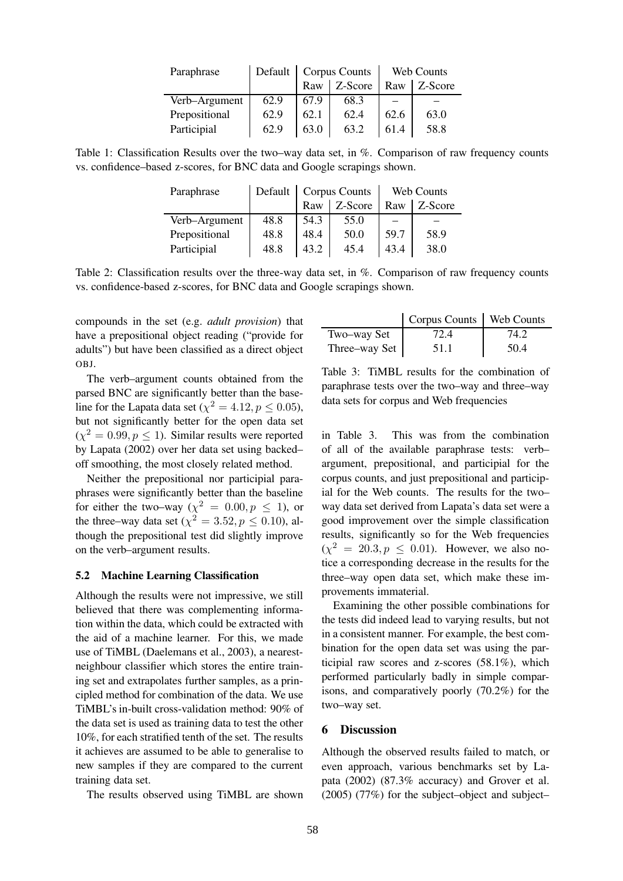| Paraphrase | Default | Corpus Counts | | Web Counts | |
|---|---|---|---|---|---|
| | | Raw | Z-Score | Raw | Z-Score |
| Verb–Argument | 62.9 | 67.9 | 68.3 | – | – |
| Prepositional | 62.9 | 62.1 | 62.4 | 62.6 | 63.0 |
| Participial | 62.9 | 63.0 | 63.2 | 61.4 | 58.8 |

Table 1: Classification Results over the two–way data set, in %. Comparison of raw frequency counts vs. confidence–based z-scores, for BNC data and Google scrapings shown.

| Paraphrase | Default | Corpus Counts | | Web Counts | |
|---|---|---|---|---|---|
| | | Raw | Z-Score | Raw | Z-Score |
| Verb–Argument | 48.8 | 54.3 | 55.0 | – | – |
| Prepositional | 48.8 | 48.4 | 50.0 | 59.7 | 58.9 |
| Participial | 48.8 | 43.2 | 45.4 | 43.4 | 38.0 |

Table 2: Classification results over the three-way data set, in %. Comparison of raw frequency counts vs. confidence-based z-scores, for BNC data and Google scrapings shown.

compounds in the set (e.g. *adult provision*) that have a prepositional object reading ("provide for adults") but have been classified as a direct object OBJ.

The verb–argument counts obtained from the parsed BNC are significantly better than the baseline for the Lapata data set ($\chi^2 = 4.12, p \leq 0.05$), but not significantly better for the open data set ($\chi^2 = 0.99, p \leq 1$). Similar results were reported by Lapata (2002) over her data set using backed–off smoothing, the most closely related method.

Neither the prepositional nor participial paraphrases were significantly better than the baseline for either the two–way ($\chi^2 = 0.00, p \leq 1$), or the three–way data set ($\chi^2 = 3.52, p \leq 0.10$), although the prepositional test did slightly improve on the verb–argument results.

### 5.2 Machine Learning Classification

Although the results were not impressive, we still believed that there was complementing information within the data, which could be extracted with the aid of a machine learner. For this, we made use of TiMBL (Daelemans et al., 2003), a nearest-neighbour classifier which stores the entire training set and extrapolates further samples, as a principled method for combination of the data. We use TiMBL's in-built cross-validation method: 90% of the data set is used as training data to test the other 10%, for each stratified tenth of the set. The results it achieves are assumed to be able to generalise to new samples if they are compared to the current training data set.

The results observed using TiMBL are shown in Table 3. This was from the combination of all of the available paraphrase tests: verb–argument, prepositional, and participial for the corpus counts, and just prepositional and participial for the Web counts. The results for the two–way data set derived from Lapata's data set were a good improvement over the simple classification results, significantly so for the Web frequencies ($\chi^2 = 20.3, p \leq 0.01$). However, we also notice a corresponding decrease in the results for the three–way open data set, which make these improvements immaterial.

| | Corpus Counts | Web Counts |
|---|---|---|
| Two–way Set | 72.4 | 74.2 |
| Three–way Set | 51.1 | 50.4 |

Table 3: TiMBL results for the combination of paraphrase tests over the two–way and three–way data sets for corpus and Web frequencies

Examining the other possible combinations for the tests did indeed lead to varying results, but not in a consistent manner. For example, the best combination for the open data set was using the participial raw scores and z-scores (58.1%), which performed particularly badly in simple comparisons, and comparatively poorly (70.2%) for the two–way set.

## 6 Discussion

Although the observed results failed to match, or even approach, various benchmarks set by Lapata (2002) (87.3% accuracy) and Grover et al. (2005) (77%) for the subject–object and subject–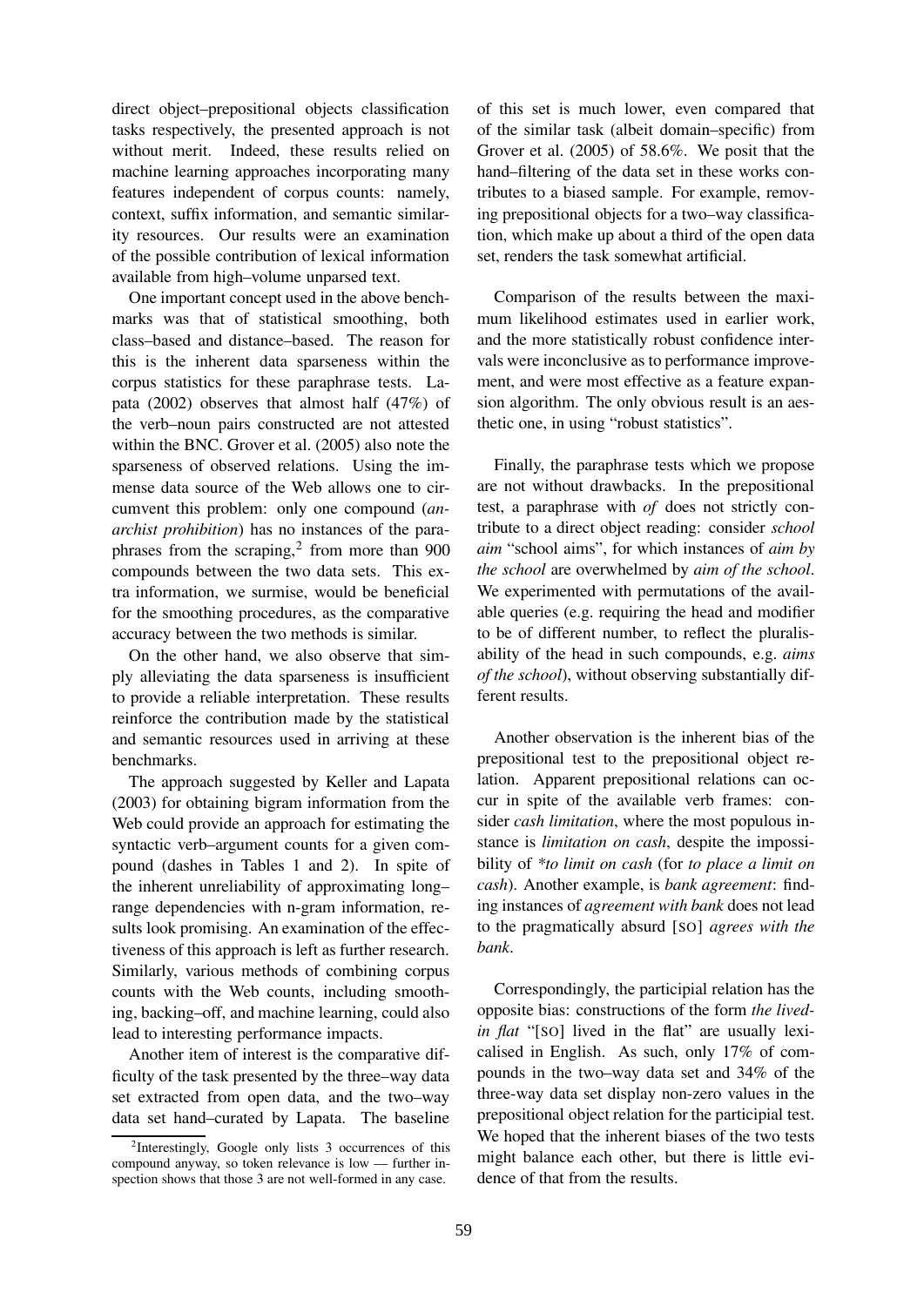direct object–prepositional objects classification tasks respectively, the presented approach is not without merit. Indeed, these results relied on machine learning approaches incorporating many features independent of corpus counts: namely, context, suffix information, and semantic similarity resources. Our results were an examination of the possible contribution of lexical information available from high–volume unparsed text.

One important concept used in the above benchmarks was that of statistical smoothing, both class–based and distance–based. The reason for this is the inherent data sparseness within the corpus statistics for these paraphrase tests. Lapata (2002) observes that almost half (47%) of the verb–noun pairs constructed are not attested within the BNC. Grover et al. (2005) also note the sparseness of observed relations. Using the immense data source of the Web allows one to circumvent this problem: only one compound (*anarchist prohibition*) has no instances of the paraphrases from the scraping,[2] from more than 900 compounds between the two data sets. This extra information, we surmise, would be beneficial for the smoothing procedures, as the comparative accuracy between the two methods is similar.

On the other hand, we also observe that simply alleviating the data sparseness is insufficient to provide a reliable interpretation. These results reinforce the contribution made by the statistical and semantic resources used in arriving at these benchmarks.

The approach suggested by Keller and Lapata (2003) for obtaining bigram information from the Web could provide an approach for estimating the syntactic verb–argument counts for a given compound (dashes in Tables 1 and 2). In spite of the inherent unreliability of approximating long–range dependencies with n-gram information, results look promising. An examination of the effectiveness of this approach is left as further research. Similarly, various methods of combining corpus counts with the Web counts, including smoothing, backing–off, and machine learning, could also lead to interesting performance impacts.

Another item of interest is the comparative difficulty of the task presented by the three–way data set extracted from open data, and the two–way data set hand–curated by Lapata. The baseline of this set is much lower, even compared that of the similar task (albeit domain–specific) from Grover et al. (2005) of 58.6%. We posit that the hand–filtering of the data set in these works contributes to a biased sample. For example, removing prepositional objects for a two–way classification, which make up about a third of the open data set, renders the task somewhat artificial.

Comparison of the results between the maximum likelihood estimates used in earlier work, and the more statistically robust confidence intervals were inconclusive as to performance improvement, and were most effective as a feature expansion algorithm. The only obvious result is an aesthetic one, in using "robust statistics".

Finally, the paraphrase tests which we propose are not without drawbacks. In the prepositional test, a paraphrase with *of* does not strictly contribute to a direct object reading: consider *school aim* "school aims", for which instances of *aim by the school* are overwhelmed by *aim of the school*. We experimented with permutations of the available queries (e.g. requiring the head and modifier to be of different number, to reflect the pluralisability of the head in such compounds, e.g. *aims of the school*), without observing substantially different results.

Another observation is the inherent bias of the prepositional test to the prepositional object relation. Apparent prepositional relations can occur in spite of the available verb frames: consider *cash limitation*, where the most populous instance is *limitation on cash*, despite the impossibility of *\*to limit on cash* (for *to place a limit on cash*). Another example, is *bank agreement*: finding instances of *agreement with bank* does not lead to the pragmatically absurd [SO] *agrees with the bank*.

Correspondingly, the participial relation has the opposite bias: constructions of the form *the lived-in flat* "[SO] lived in the flat" are usually lexicalised in English. As such, only 17% of compounds in the two–way data set and 34% of the three-way data set display non-zero values in the prepositional object relation for the participial test. We hoped that the inherent biases of the two tests might balance each other, but there is little evidence of that from the results.

[2] Interestingly, Google only lists 3 occurrences of this compound anyway, so token relevance is low — further inspection shows that those 3 are not well-formed in any case.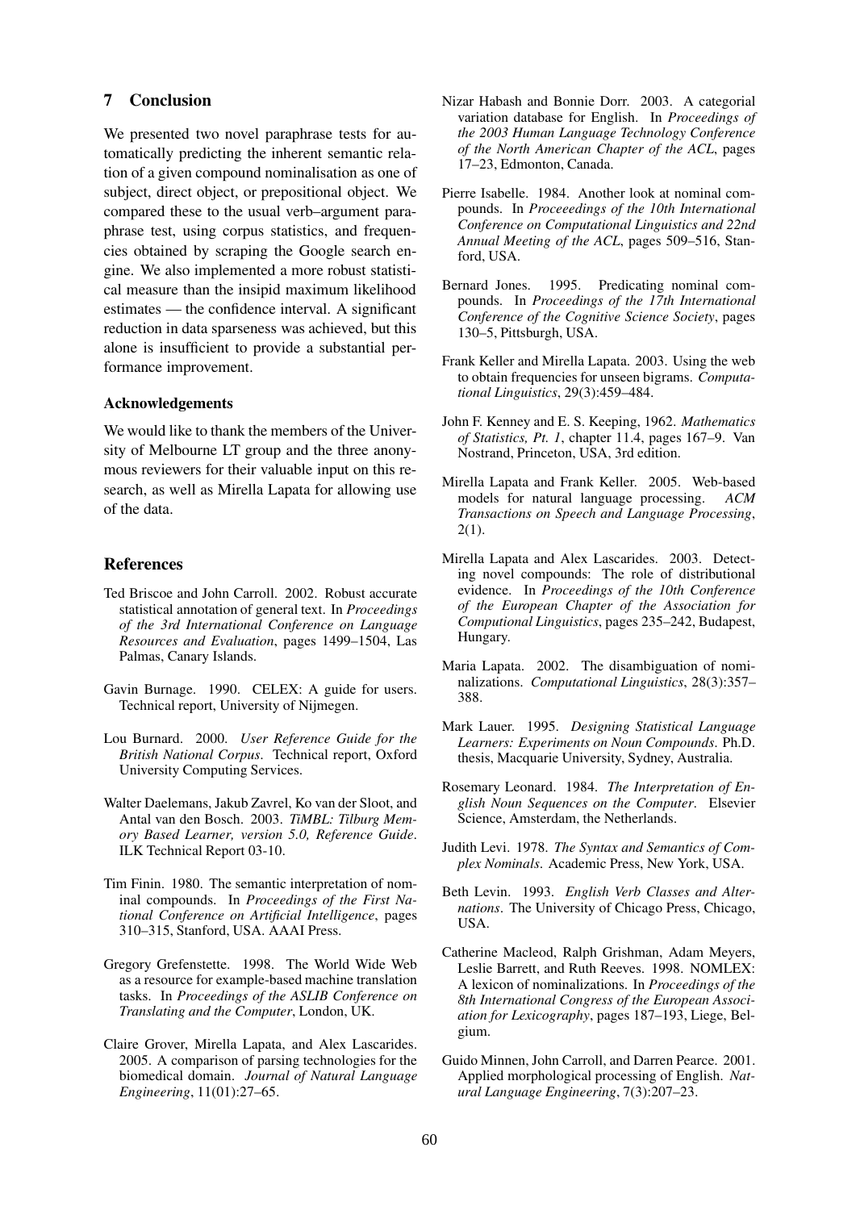## 7 Conclusion

We presented two novel paraphrase tests for automatically predicting the inherent semantic relation of a given compound nominalisation as one of subject, direct object, or prepositional object. We compared these to the usual verb–argument paraphrase test, using corpus statistics, and frequencies obtained by scraping the Google search engine. We also implemented a more robust statistical measure than the insipid maximum likelihood estimates — the confidence interval. A significant reduction in data sparseness was achieved, but this alone is insufficient to provide a substantial performance improvement.

### Acknowledgements

We would like to thank the members of the University of Melbourne LT group and the three anonymous reviewers for their valuable input on this research, as well as Mirella Lapata for allowing use of the data.

## References

Ted Briscoe and John Carroll. 2002. Robust accurate statistical annotation of general text. In *Proceedings of the 3rd International Conference on Language Resources and Evaluation*, pages 1499–1504, Las Palmas, Canary Islands.

Gavin Burnage. 1990. CELEX: A guide for users. Technical report, University of Nijmegen.

Lou Burnard. 2000. *User Reference Guide for the British National Corpus*. Technical report, Oxford University Computing Services.

Walter Daelemans, Jakub Zavrel, Ko van der Sloot, and Antal van den Bosch. 2003. *TiMBL: Tilburg Memory Based Learner, version 5.0, Reference Guide*. ILK Technical Report 03-10.

Tim Finin. 1980. The semantic interpretation of nominal compounds. In *Proceedings of the First National Conference on Artificial Intelligence*, pages 310–315, Stanford, USA. AAAI Press.

Gregory Grefenstette. 1998. The World Wide Web as a resource for example-based machine translation tasks. In *Proceedings of the ASLIB Conference on Translating and the Computer*, London, UK.

Claire Grover, Mirella Lapata, and Alex Lascarides. 2005. A comparison of parsing technologies for the biomedical domain. *Journal of Natural Language Engineering*, 11(01):27–65.

Nizar Habash and Bonnie Dorr. 2003. A categorial variation database for English. In *Proceedings of the 2003 Human Language Technology Conference of the North American Chapter of the ACL*, pages 17–23, Edmonton, Canada.

Pierre Isabelle. 1984. Another look at nominal compounds. In *Proceeedings of the 10th International Conference on Computational Linguistics and 22nd Annual Meeting of the ACL*, pages 509–516, Stanford, USA.

Bernard Jones. 1995. Predicating nominal compounds. In *Proceedings of the 17th International Conference of the Cognitive Science Society*, pages 130–5, Pittsburgh, USA.

Frank Keller and Mirella Lapata. 2003. Using the web to obtain frequencies for unseen bigrams. *Computational Linguistics*, 29(3):459–484.

John F. Kenney and E. S. Keeping, 1962. *Mathematics of Statistics, Pt. 1*, chapter 11.4, pages 167–9. Van Nostrand, Princeton, USA, 3rd edition.

Mirella Lapata and Frank Keller. 2005. Web-based models for natural language processing. *ACM Transactions on Speech and Language Processing*, 2(1).

Mirella Lapata and Alex Lascarides. 2003. Detecting novel compounds: The role of distributional evidence. In *Proceedings of the 10th Conference of the European Chapter of the Association for Computional Linguistics*, pages 235–242, Budapest, Hungary.

Maria Lapata. 2002. The disambiguation of nominalizations. *Computational Linguistics*, 28(3):357–388.

Mark Lauer. 1995. *Designing Statistical Language Learners: Experiments on Noun Compounds*. Ph.D. thesis, Macquarie University, Sydney, Australia.

Rosemary Leonard. 1984. *The Interpretation of English Noun Sequences on the Computer*. Elsevier Science, Amsterdam, the Netherlands.

Judith Levi. 1978. *The Syntax and Semantics of Complex Nominals*. Academic Press, New York, USA.

Beth Levin. 1993. *English Verb Classes and Alternations*. The University of Chicago Press, Chicago, USA.

Catherine Macleod, Ralph Grishman, Adam Meyers, Leslie Barrett, and Ruth Reeves. 1998. NOMLEX: A lexicon of nominalizations. In *Proceedings of the 8th International Congress of the European Association for Lexicography*, pages 187–193, Liege, Belgium.

Guido Minnen, John Carroll, and Darren Pearce. 2001. Applied morphological processing of English. *Natural Language Engineering*, 7(3):207–23.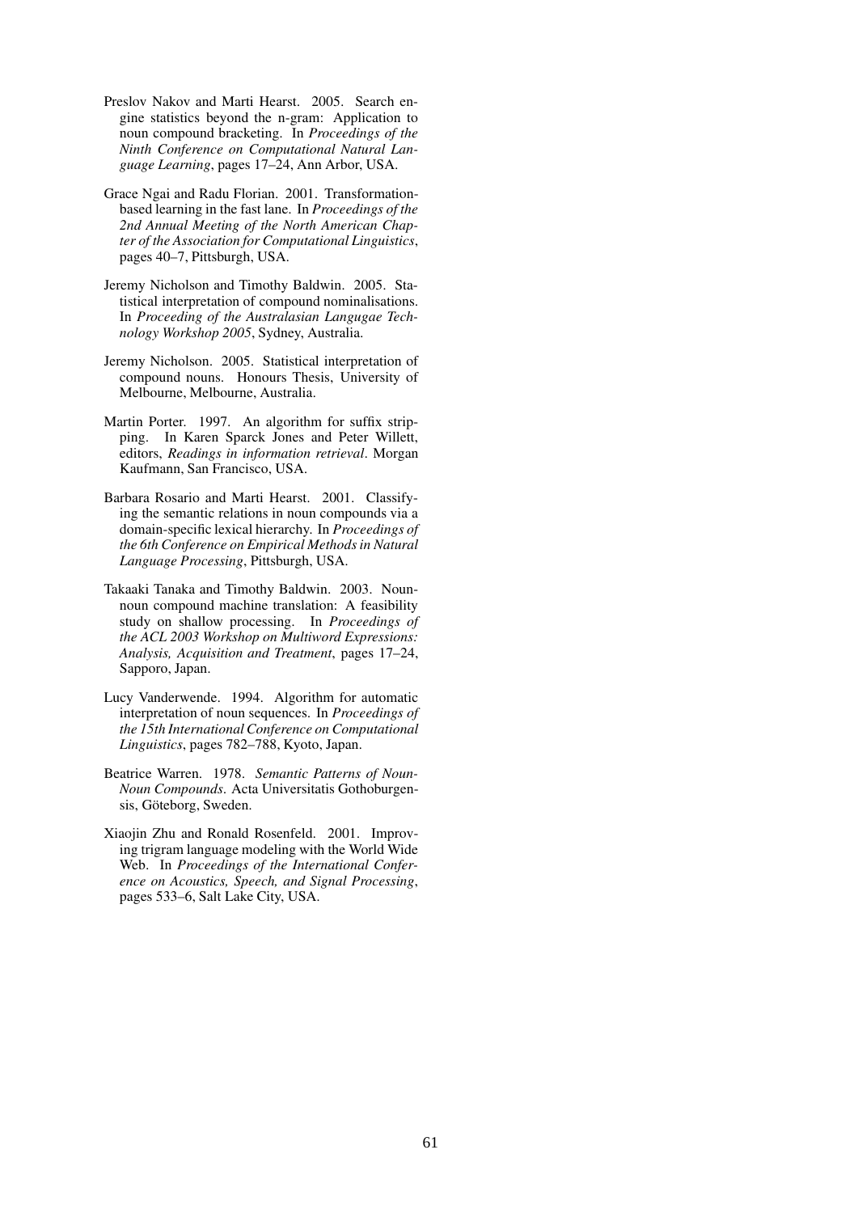Preslov Nakov and Marti Hearst. 2005. Search engine statistics beyond the n-gram: Application to noun compound bracketing. In *Proceedings of the Ninth Conference on Computational Natural Language Learning*, pages 17–24, Ann Arbor, USA.

Grace Ngai and Radu Florian. 2001. Transformation-based learning in the fast lane. In *Proceedings of the 2nd Annual Meeting of the North American Chapter of the Association for Computational Linguistics*, pages 40–7, Pittsburgh, USA.

Jeremy Nicholson and Timothy Baldwin. 2005. Statistical interpretation of compound nominalisations. In *Proceeding of the Australasian Langugae Technology Workshop 2005*, Sydney, Australia.

Jeremy Nicholson. 2005. Statistical interpretation of compound nouns. Honours Thesis, University of Melbourne, Melbourne, Australia.

Martin Porter. 1997. An algorithm for suffix stripping. In Karen Sparck Jones and Peter Willett, editors, *Readings in information retrieval*. Morgan Kaufmann, San Francisco, USA.

Barbara Rosario and Marti Hearst. 2001. Classifying the semantic relations in noun compounds via a domain-specific lexical hierarchy. In *Proceedings of the 6th Conference on Empirical Methods in Natural Language Processing*, Pittsburgh, USA.

Takaaki Tanaka and Timothy Baldwin. 2003. Noun-noun compound machine translation: A feasibility study on shallow processing. In *Proceedings of the ACL 2003 Workshop on Multiword Expressions: Analysis, Acquisition and Treatment*, pages 17–24, Sapporo, Japan.

Lucy Vanderwende. 1994. Algorithm for automatic interpretation of noun sequences. In *Proceedings of the 15th International Conference on Computational Linguistics*, pages 782–788, Kyoto, Japan.

Beatrice Warren. 1978. *Semantic Patterns of Noun-Noun Compounds*. Acta Universitatis Gothoburgensis, Göteborg, Sweden.

Xiaojin Zhu and Ronald Rosenfeld. 2001. Improving trigram language modeling with the World Wide Web. In *Proceedings of the International Conference on Acoustics, Speech, and Signal Processing*, pages 533–6, Salt Lake City, USA.